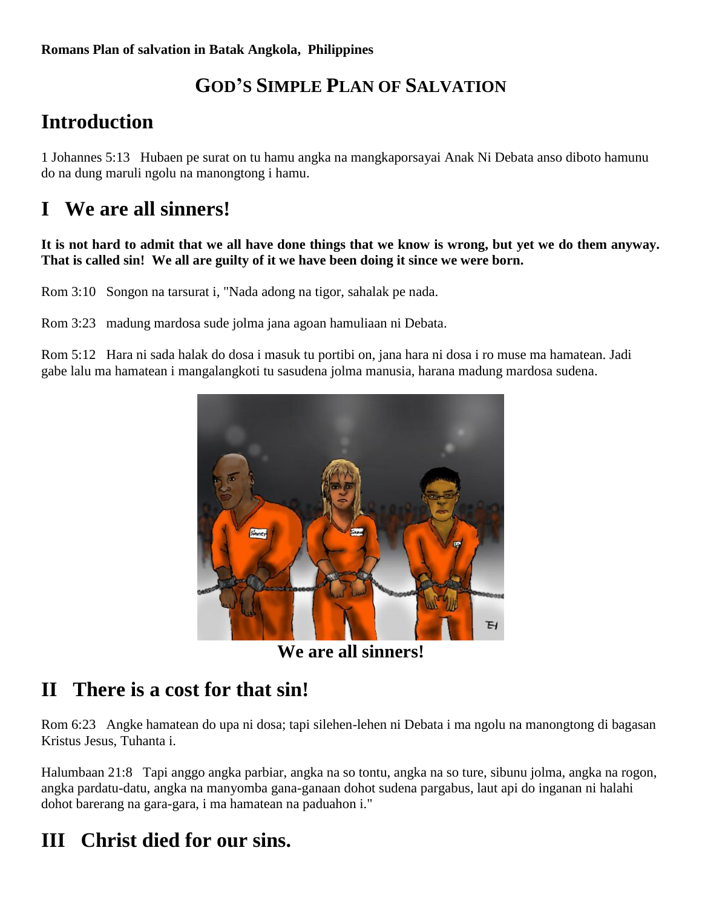**Romans Plan of salvation in Batak Angkola, Philippines**

# GOD'S SIMPLE PLAN OF SALVATION

## Introduction

1 Johannes 5:13 Hubaen pe surat on tu hamu angka na mangkaporsayai Anak Ni Debata anso diboto hamunu do na dung maruli ngolu na manongtong i hamu.

## I We are all sinners!

**It is not hard to admit that we all have done things that we know is wrong, but yet we do them anyway. That is called sin! We all are guilty of it we have been doing it since we were born.**

Rom 3:10 Songon na tarsurat i, "Nada adong na tigor, sahalak pe nada.

Rom 3:23 madung mardosa sude jolma jana agoan hamuliaan ni Debata.

Rom 5:12 Hara ni sada halak do dosa i masuk tu portibi on, jana hara ni dosa i ro muse ma hamatean. Jadi gabe lalu ma hamatean i mangalangkoti tu sasudena jolma manusia, harana madung mardosa sudena.

**We are all sinners!**

## II There is a cost for that sin!

Rom 6:23 Angke hamatean do upa ni dosa; tapi silehen-lehen ni Debata i ma ngolu na manongtong di bagasan Kristus Jesus, Tuhanta i.

Halumbaan 21:8 Tapi anggo angka parbiar, angka na so tontu, angka na so ture, sibunu jolma, angka na rogon, angka pardatu-datu, angka na manyomba gana-ganaan dohot sudena pargabus, laut api do inganan ni halahi dohot barerang na gara-gara, i ma hamatean na paduahon i."

## III Christ died for our sins.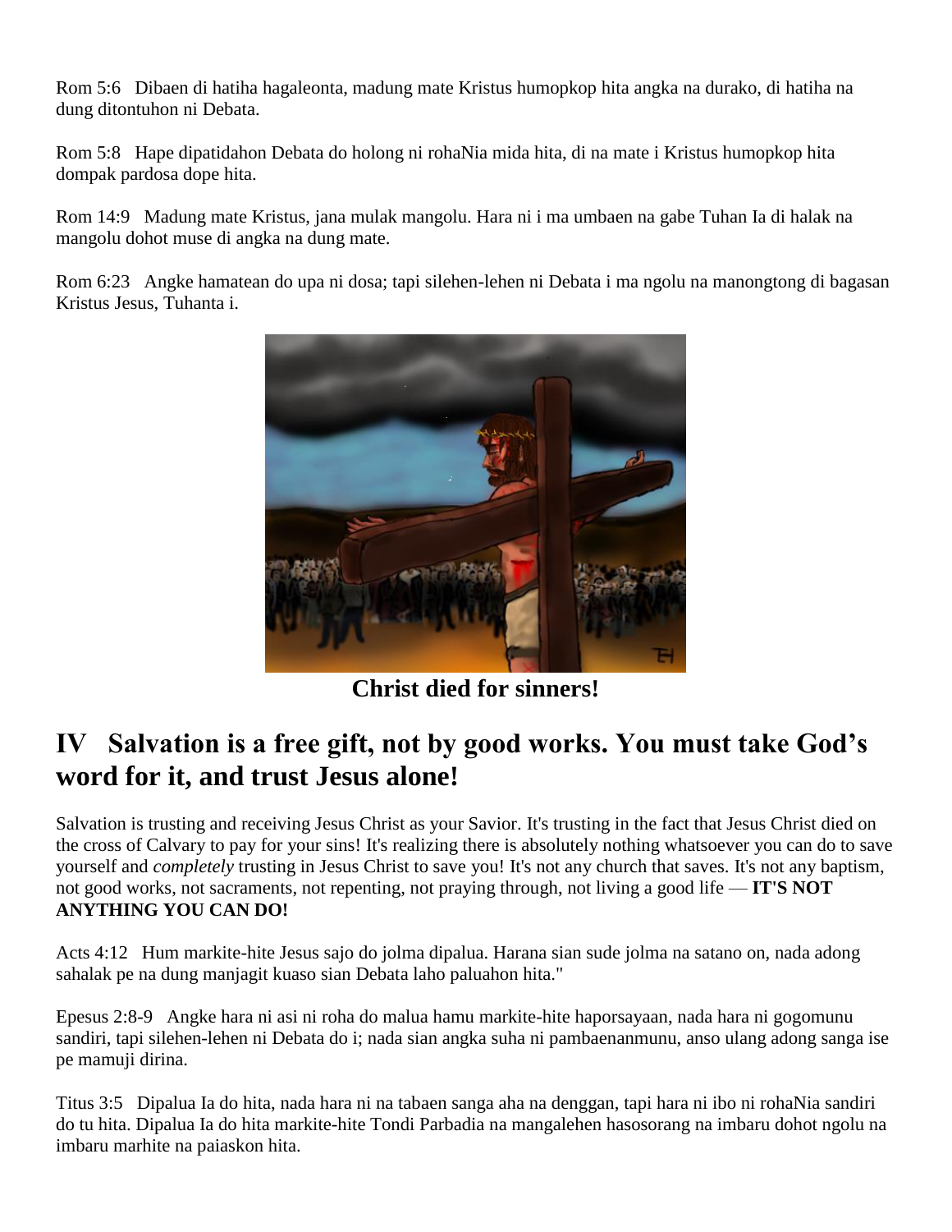Rom 5:6 Dibaen di hatiha hagaleonta, madung mate Kristus humopkop hita angka na durako, di hatiha na dung ditontuhon ni Debata.

Rom 5:8 Hape dipatidahon Debata do holong ni rohaNia mida hita, di na mate i Kristus humopkop hita dompak pardosa dope hita.

Rom 14:9 Madung mate Kristus, jana mulak mangolu. Hara ni i ma umbaen na gabe Tuhan Ia di halak na mangolu dohot muse di angka na dung mate.

Rom 6:23 Angke hamatean do upa ni dosa; tapi silehen-lehen ni Debata i ma ngolu na manongtong di bagasan Kristus Jesus, Tuhanta i.

**Christ died for sinners!**

## IV Salvation is a free gift, not by good works. You must take God's word for it, and trust Jesus alone!

Salvation is trusting and receiving Jesus Christ as your Savior. It's trusting in the fact that Jesus Christ died on the cross of Calvary to pay for your sins! It's realizing there is absolutely nothing whatsoever you can do to save yourself and *completely* trusting in Jesus Christ to save you! It's not any church that saves. It's not any baptism, not good works, not sacraments, not repenting, not praying through, not living a good life — **IT'S NOT ANYTHING YOU CAN DO!**

Acts 4:12 Hum markite-hite Jesus sajo do jolma dipalua. Harana sian sude jolma na satano on, nada adong sahalak pe na dung manjagit kuaso sian Debata laho paluahon hita."

Epesus 2:8-9 Angke hara ni asi ni roha do malua hamu markite-hite haporsayaan, nada hara ni gogomunu sandiri, tapi silehen-lehen ni Debata do i; nada sian angka suha ni pambaenanmunu, anso ulang adong sanga ise pe mamuji dirina.

Titus 3:5 Dipalua Ia do hita, nada hara ni na tabaen sanga aha na denggan, tapi hara ni ibo ni rohaNia sandiri do tu hita. Dipalua Ia do hita markite-hite Tondi Parbadia na mangalehen hasosorang na imbaru dohot ngolu na imbaru marhite na paiaskon hita.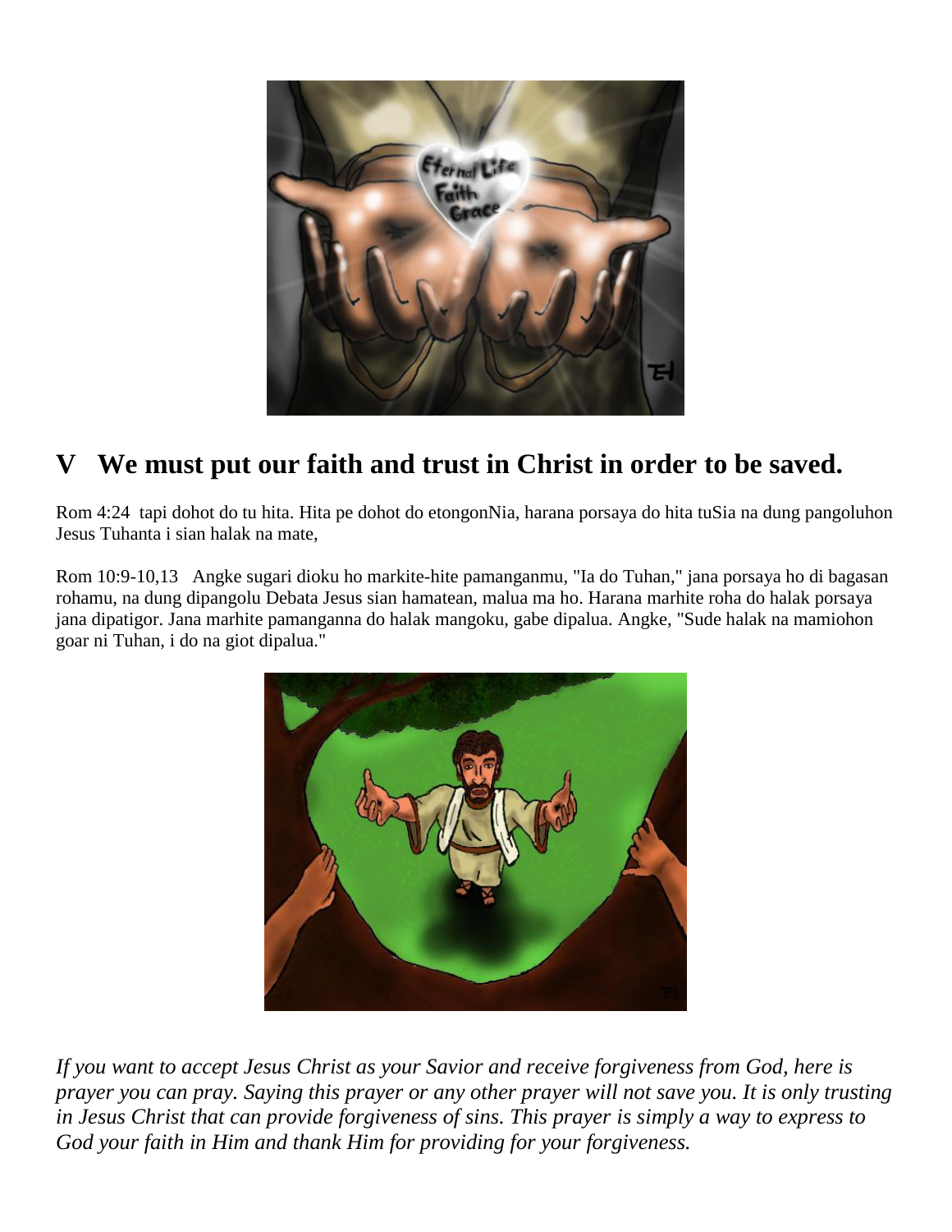## V We must put our faith and trust in Christ in order to be saved.

Rom 4:24 tapi dohot do tu hita. Hita pe dohot do etongonNia, harana porsaya do hita tuSia na dung pangoluhon Jesus Tuhanta i sian halak na mate,

Rom 10:9-10,13 Angke sugari dioku ho markite-hite pamanganmu, "Ia do Tuhan," jana porsaya ho di bagasan rohamu, na dung dipangolu Debata Jesus sian hamatean, malua ma ho. Harana marhite roha do halak porsaya jana dipatigor. Jana marhite pamanganna do halak mangoku, gabe dipalua. Angke, "Sude halak na mamiohon goar ni Tuhan, i do na giot dipalua."

*If you want to accept Jesus Christ as your Savior and receive forgiveness from God, here is prayer you can pray. Saying this prayer or any other prayer will not save you. It is only trusting in Jesus Christ that can provide forgiveness of sins. This prayer is simply a way to express to God your faith in Him and thank Him for providing for your forgiveness.*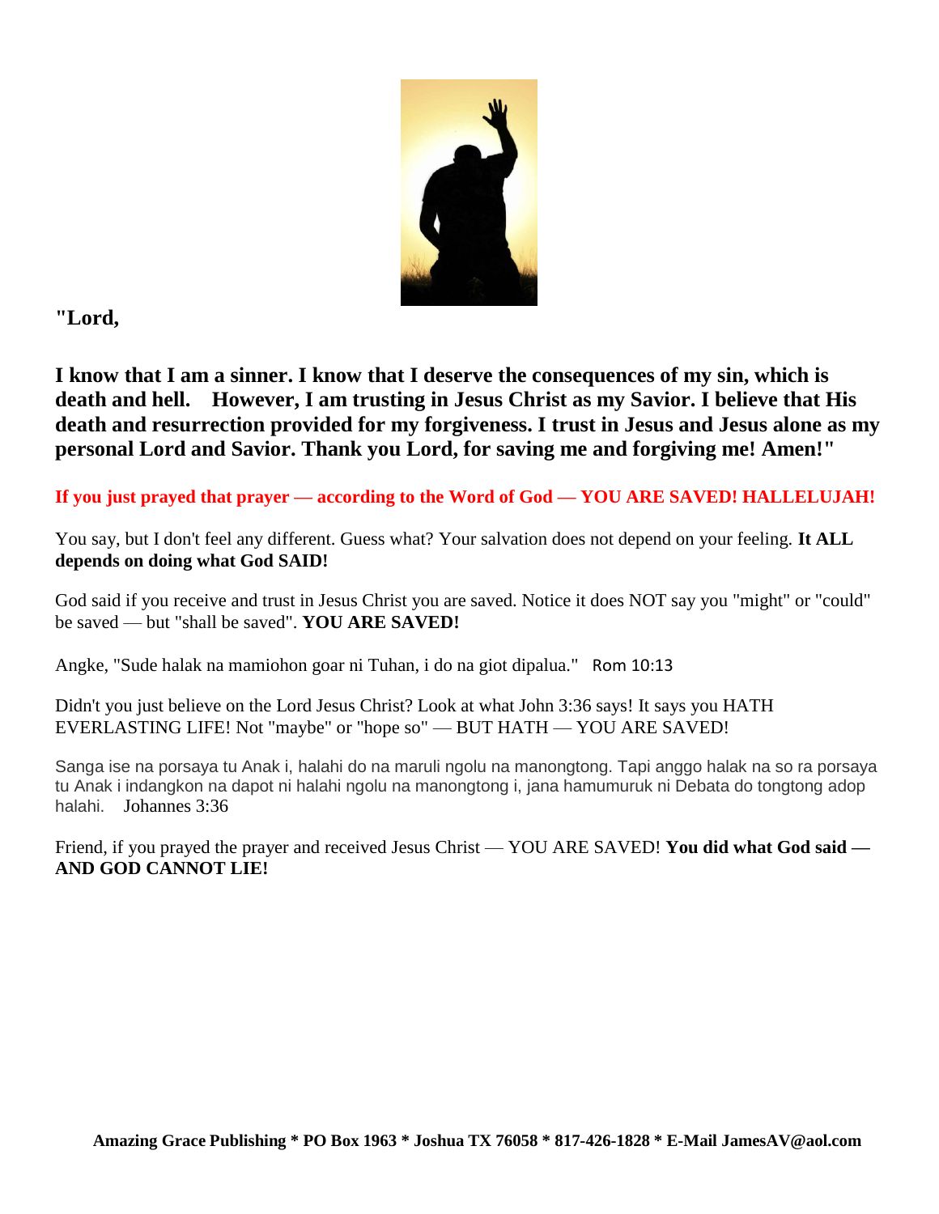**"Lord,**

**I know that I am a sinner. I know that I deserve the consequences of my sin, which is death and hell. However, I am trusting in Jesus Christ as my Savior. I believe that His death and resurrection provided for my forgiveness. I trust in Jesus and Jesus alone as my personal Lord and Savior. Thank you Lord, for saving me and forgiving me! Amen!"**

**If you just prayed that prayer — according to the Word of God — YOU ARE SAVED! HALLELUJAH!**

You say, but I don't feel any different. Guess what? Your salvation does not depend on your feeling. **It ALL depends on doing what God SAID!**

God said if you receive and trust in Jesus Christ you are saved. Notice it does NOT say you "might" or "could" be saved — but "shall be saved". **YOU ARE SAVED!**

Angke, "Sude halak na mamiohon goar ni Tuhan, i do na giot dipalua." Rom 10:13

Didn't you just believe on the Lord Jesus Christ? Look at what John 3:36 says! It says you HATH EVERLASTING LIFE! Not "maybe" or "hope so" — BUT HATH — YOU ARE SAVED!

Sanga ise na porsaya tu Anak i, halahi do na maruli ngolu na manongtong. Tapi anggo halak na so ra porsaya tu Anak i indangkon na dapot ni halahi ngolu na manongtong i, jana hamumuruk ni Debata do tongtong adop halahi. Johannes 3:36

Friend, if you prayed the prayer and received Jesus Christ — YOU ARE SAVED! **You did what God said — AND GOD CANNOT LIE!**

**Amazing Grace Publishing * PO Box 1963 * Joshua TX 76058 * 817-426-1828 * E-Mail JamesAV@aol.com**